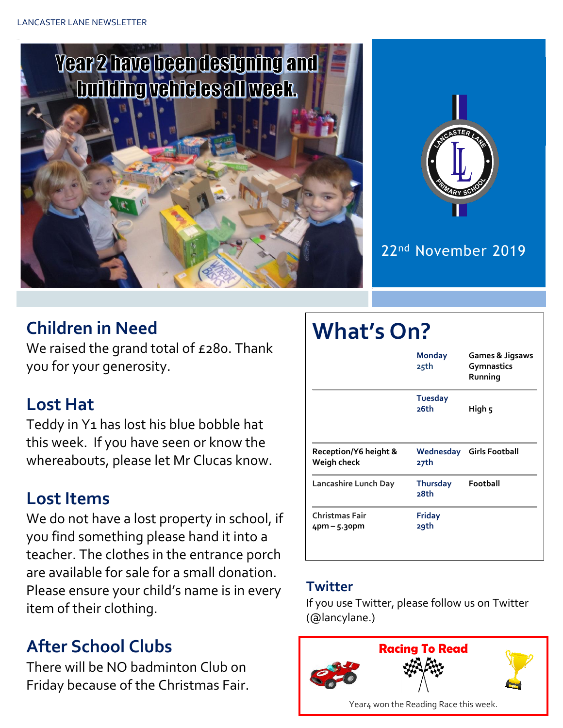Year 2 have been designing and building vehicles all week.

22nd November 2019

## Children in Need

We raised the grand total of £280. Thank you for your generosity.

## Lost Hat

Teddy in Y1 has lost his blue bobble hat this week. If you have seen or know the whereabouts, please let Mr Clucas know.

## Lost Items

We do not have a lost property in school, if you find something please hand it into a teacher. The clothes in the entrance porch are available for sale for a small donation. Please ensure your child's name is in every item of their clothing.

## After School Clubs

There will be NO badminton Club on Friday because of the Christmas Fair.

# What's On?

| | | |
|---|---|---|
| | Monday 25th | Games & Jigsaws<br>Gymnastics<br>Running |
| | Tuesday 26th | High 5 |
| Reception/Y6 height & Weigh check | Wednesday 27th | Girls Football |
| Lancashire Lunch Day | Thursday 28th | Football |
| Christmas Fair 4pm – 5.30pm | Friday 29th | |

## Twitter

If you use Twitter, please follow us on Twitter (@lancylane.)

**Racing To Read**

Year4 won the Reading Race this week.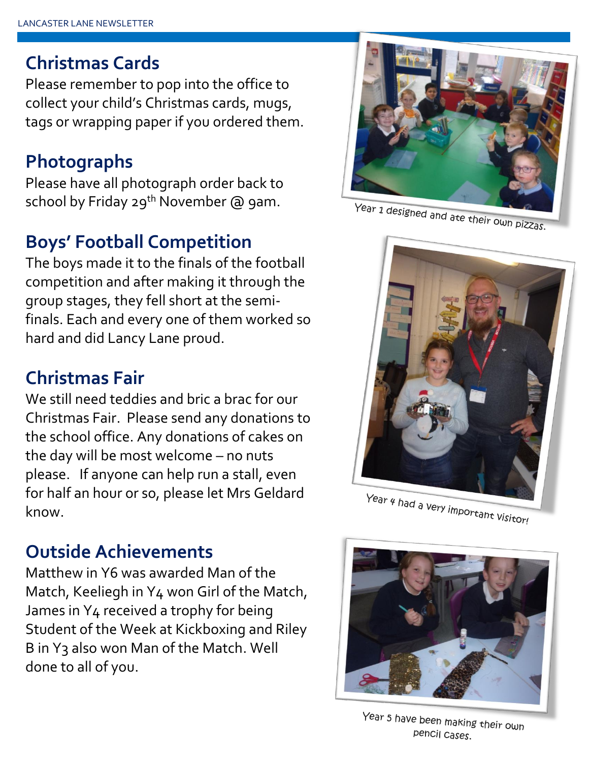## Christmas Cards

Please remember to pop into the office to collect your child's Christmas cards, mugs, tags or wrapping paper if you ordered them.

## Photographs

Please have all photograph order back to school by Friday 29th November @ 9am.

## Boys' Football Competition

The boys made it to the finals of the football competition and after making it through the group stages, they fell short at the semi-finals. Each and every one of them worked so hard and did Lancy Lane proud.

## Christmas Fair

We still need teddies and bric a brac for our Christmas Fair. Please send any donations to the school office. Any donations of cakes on the day will be most welcome – no nuts please. If anyone can help run a stall, even for half an hour or so, please let Mrs Geldard know.

## Outside Achievements

Matthew in Y6 was awarded Man of the Match, Keeliegh in Y4 won Girl of the Match, James in Y4 received a trophy for being Student of the Week at Kickboxing and Riley B in Y3 also won Man of the Match. Well done to all of you.

Year 1 designed and ate their own pizzas.

Year 4 had a very important visitor!

Year 5 have been making their own pencil cases.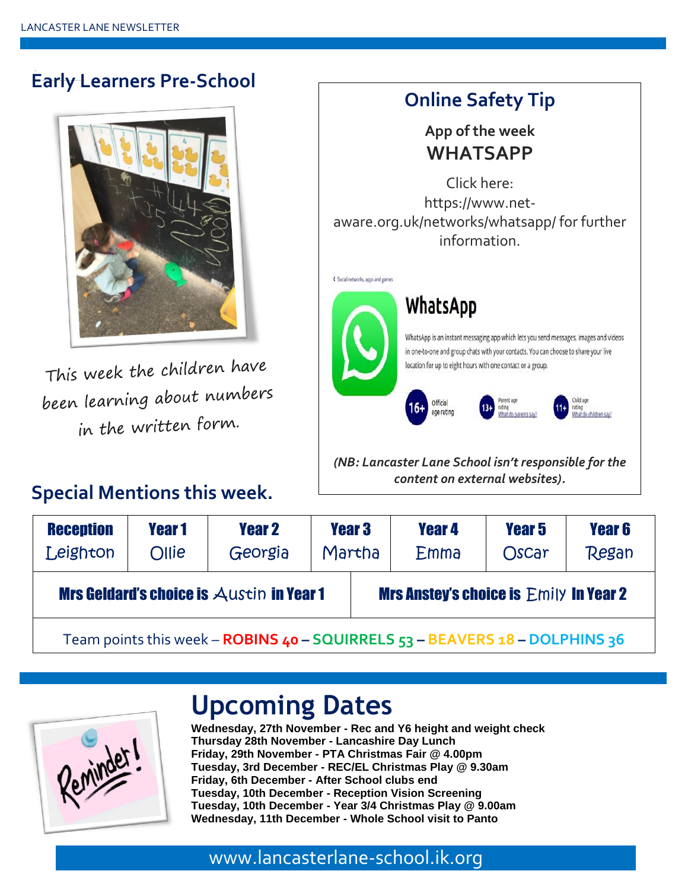## Early Learners Pre-School

This week the children have been learning about numbers in the written form.

## Online Safety Tip

**App of the week**

**WHATSAPP**

Click here: https://www.net-aware.org.uk/networks/whatsapp/ for further information.

‹ Social networks, apps and games

**WhatsApp**

WhatsApp is an instant messaging app which lets you send messages, images and videos in one-to-one and group chats with your contacts. You can choose to share your live location for up to eight hours with one contact or a group.

16+ Official age rating

13+ Parent age rating What do parents say?

11+ Child age rating What do children say?

*(NB: Lancaster Lane School isn't responsible for the content on external websites).*

## Special Mentions this week.

| Reception | Year 1 | Year 2 | Year 3 | Year 4 | Year 5 | Year 6 |
|---|---|---|---|---|---|---|
| Leighton | Ollie | Georgia | Martha | Emma | Oscar | Regan |

**Mrs Geldard's choice is** Austin **in Year 1**

**Mrs Anstey's choice is** Emily **In Year 2**

Team points this week – **ROBINS 40** – **SQUIRRELS 53** – **BEAVERS 18** – **DOLPHINS 36**

# Upcoming Dates

**Wednesday, 27th November - Rec and Y6 height and weight check**
**Thursday 28th November - Lancashire Day Lunch**
**Friday, 29th November - PTA Christmas Fair @ 4.00pm**
**Tuesday, 3rd December - REC/EL Christmas Play @ 9.30am**
**Friday, 6th December - After School clubs end**
**Tuesday, 10th December - Reception Vision Screening**
**Tuesday, 10th December - Year 3/4 Christmas Play @ 9.00am**
**Wednesday, 11th December - Whole School visit to Panto**

www.lancasterlane-school.ik.org